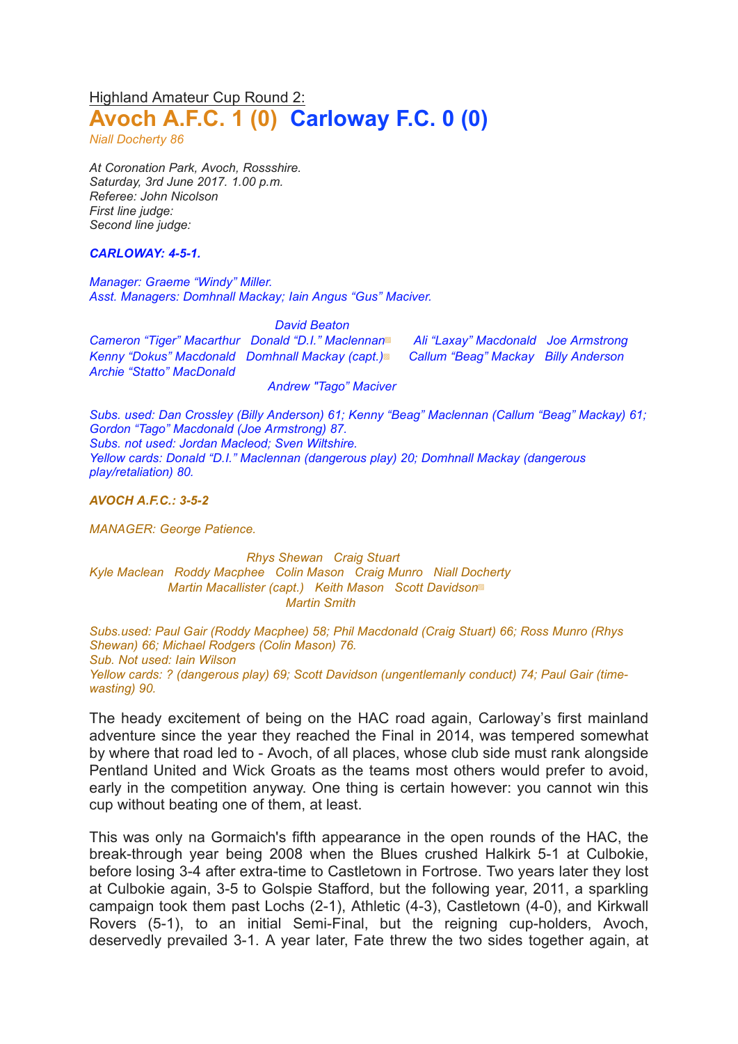Highland Amateur Cup Round 2:

# Avoch A.F.C. 1 (0) Carloway F.C. 0 (0)

*Niall Docherty 86*

*At Coronation Park, Avoch, Rossshire.*
*Saturday, 3rd June 2017. 1.00 p.m.*
*Referee: John Nicolson*
*First line judge:*
*Second line judge:*

***CARLOWAY: 4-5-1.***

*Manager: Graeme "Windy" Miller.*
*Asst. Managers: Domhnall Mackay; Iain Angus "Gus" Maciver.*

*David Beaton*
*Cameron "Tiger" Macarthur Donald "D.I." Maclennan Ali "Laxay" Macdonald Joe Armstrong*
*Kenny "Dokus" Macdonald Domhnall Mackay (capt.) Callum "Beag" Mackay Billy Anderson*
*Archie "Statto" MacDonald*
*Andrew "Tago" Maciver*

*Subs. used: Dan Crossley (Billy Anderson) 61; Kenny "Beag" Maclennan (Callum "Beag" Mackay) 61; Gordon "Tago" Macdonald (Joe Armstrong) 87.*
*Subs. not used: Jordan Macleod; Sven Wiltshire.*
*Yellow cards: Donald "D.I." Maclennan (dangerous play) 20; Domhnall Mackay (dangerous play/retaliation) 80.*

***AVOCH A.F.C.: 3-5-2***

*MANAGER: George Patience.*

*Rhys Shewan Craig Stuart*
*Kyle Maclean Roddy Macphee Colin Mason Craig Munro Niall Docherty*
*Martin Macallister (capt.) Keith Mason Scott Davidson*
*Martin Smith*

*Subs.used: Paul Gair (Roddy Macphee) 58; Phil Macdonald (Craig Stuart) 66; Ross Munro (Rhys Shewan) 66; Michael Rodgers (Colin Mason) 76.*
*Sub. Not used: Iain Wilson*
*Yellow cards: ? (dangerous play) 69; Scott Davidson (ungentlemanly conduct) 74; Paul Gair (time-wasting) 90.*

The heady excitement of being on the HAC road again, Carloway's first mainland adventure since the year they reached the Final in 2014, was tempered somewhat by where that road led to - Avoch, of all places, whose club side must rank alongside Pentland United and Wick Groats as the teams most others would prefer to avoid, early in the competition anyway. One thing is certain however: you cannot win this cup without beating one of them, at least.

This was only na Gormaich's fifth appearance in the open rounds of the HAC, the break-through year being 2008 when the Blues crushed Halkirk 5-1 at Culbokie, before losing 3-4 after extra-time to Castletown in Fortrose. Two years later they lost at Culbokie again, 3-5 to Golspie Stafford, but the following year, 2011, a sparkling campaign took them past Lochs (2-1), Athletic (4-3), Castletown (4-0), and Kirkwall Rovers (5-1), to an initial Semi-Final, but the reigning cup-holders, Avoch, deservedly prevailed 3-1. A year later, Fate threw the two sides together again, at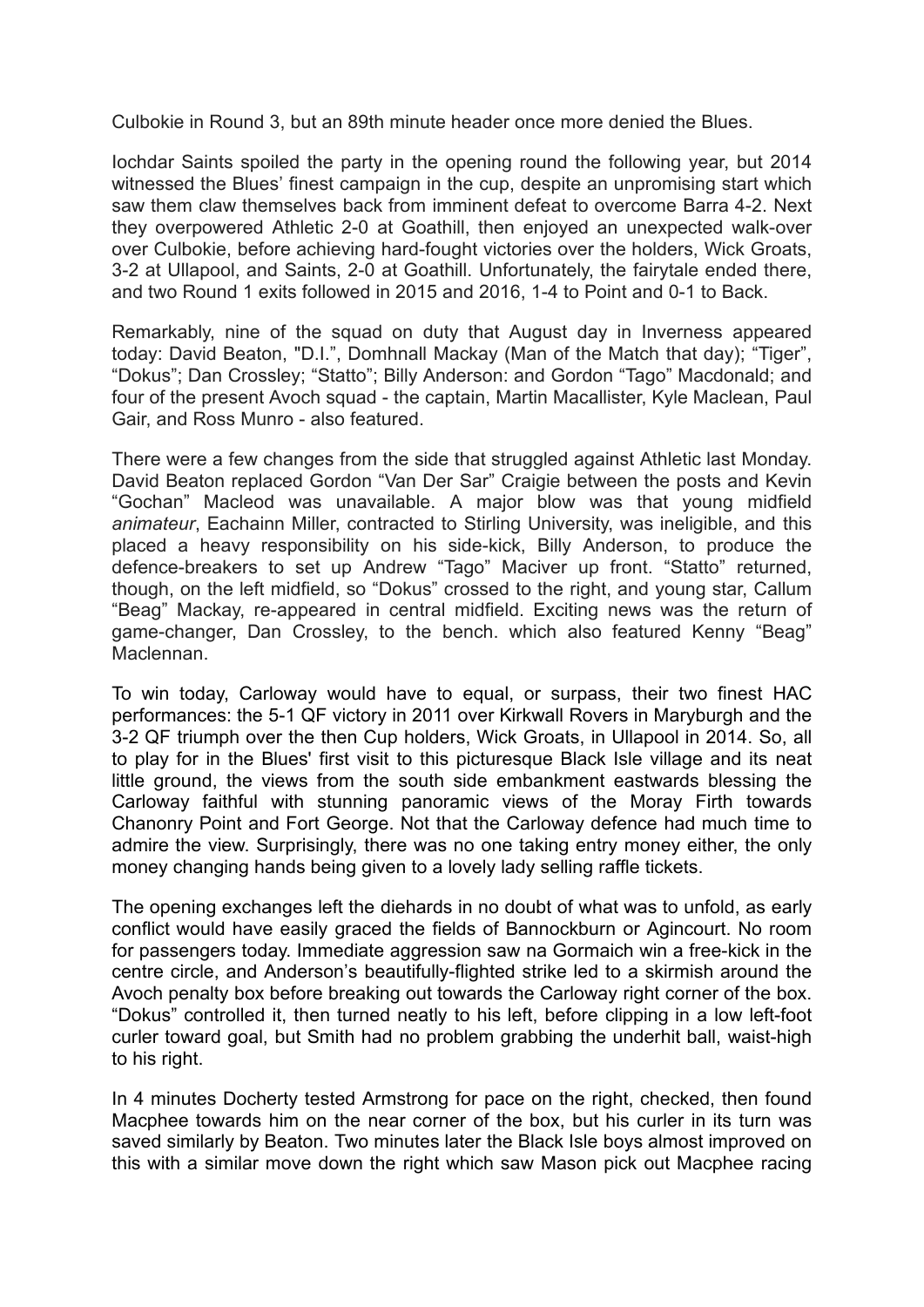Culbokie in Round 3, but an 89th minute header once more denied the Blues.

Iochdar Saints spoiled the party in the opening round the following year, but 2014 witnessed the Blues' finest campaign in the cup, despite an unpromising start which saw them claw themselves back from imminent defeat to overcome Barra 4-2. Next they overpowered Athletic 2-0 at Goathill, then enjoyed an unexpected walk-over over Culbokie, before achieving hard-fought victories over the holders, Wick Groats, 3-2 at Ullapool, and Saints, 2-0 at Goathill. Unfortunately, the fairytale ended there, and two Round 1 exits followed in 2015 and 2016, 1-4 to Point and 0-1 to Back.

Remarkably, nine of the squad on duty that August day in Inverness appeared today: David Beaton, "D.I.", Domhnall Mackay (Man of the Match that day); "Tiger", "Dokus"; Dan Crossley; "Statto"; Billy Anderson: and Gordon "Tago" Macdonald; and four of the present Avoch squad - the captain, Martin Macallister, Kyle Maclean, Paul Gair, and Ross Munro - also featured.

There were a few changes from the side that struggled against Athletic last Monday. David Beaton replaced Gordon "Van Der Sar" Craigie between the posts and Kevin "Gochan" Macleod was unavailable. A major blow was that young midfield *animateur*, Eachainn Miller, contracted to Stirling University, was ineligible, and this placed a heavy responsibility on his side-kick, Billy Anderson, to produce the defence-breakers to set up Andrew "Tago" Maciver up front. "Statto" returned, though, on the left midfield, so "Dokus" crossed to the right, and young star, Callum "Beag" Mackay, re-appeared in central midfield. Exciting news was the return of game-changer, Dan Crossley, to the bench. which also featured Kenny "Beag" Maclennan.

To win today, Carloway would have to equal, or surpass, their two finest HAC performances: the 5-1 QF victory in 2011 over Kirkwall Rovers in Maryburgh and the 3-2 QF triumph over the then Cup holders, Wick Groats, in Ullapool in 2014. So, all to play for in the Blues' first visit to this picturesque Black Isle village and its neat little ground, the views from the south side embankment eastwards blessing the Carloway faithful with stunning panoramic views of the Moray Firth towards Chanonry Point and Fort George. Not that the Carloway defence had much time to admire the view. Surprisingly, there was no one taking entry money either, the only money changing hands being given to a lovely lady selling raffle tickets.

The opening exchanges left the diehards in no doubt of what was to unfold, as early conflict would have easily graced the fields of Bannockburn or Agincourt. No room for passengers today. Immediate aggression saw na Gormaich win a free-kick in the centre circle, and Anderson's beautifully-flighted strike led to a skirmish around the Avoch penalty box before breaking out towards the Carloway right corner of the box. "Dokus" controlled it, then turned neatly to his left, before clipping in a low left-foot curler toward goal, but Smith had no problem grabbing the underhit ball, waist-high to his right.

In 4 minutes Docherty tested Armstrong for pace on the right, checked, then found Macphee towards him on the near corner of the box, but his curler in its turn was saved similarly by Beaton. Two minutes later the Black Isle boys almost improved on this with a similar move down the right which saw Mason pick out Macphee racing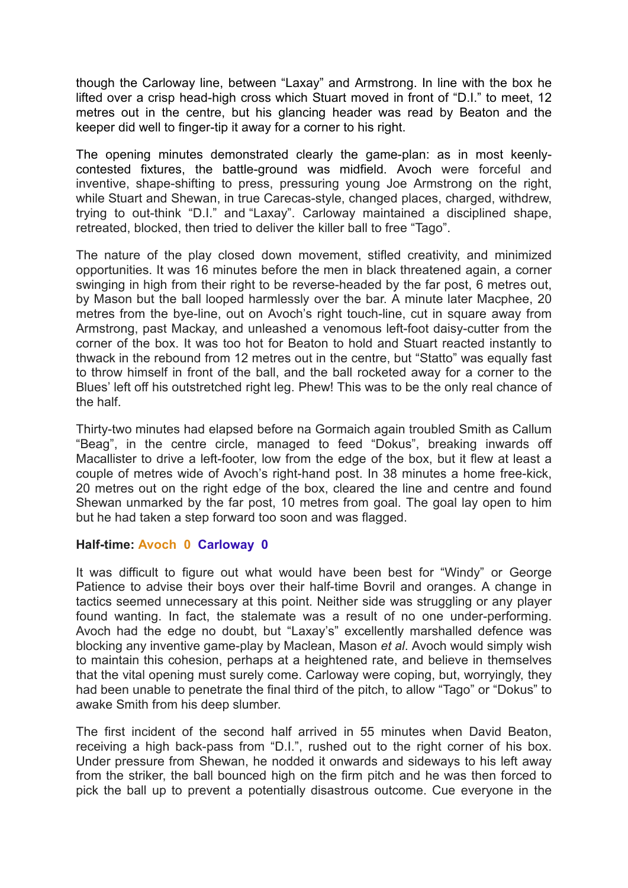though the Carloway line, between "Laxay" and Armstrong. In line with the box he lifted over a crisp head-high cross which Stuart moved in front of "D.I." to meet, 12 metres out in the centre, but his glancing header was read by Beaton and the keeper did well to finger-tip it away for a corner to his right.

The opening minutes demonstrated clearly the game-plan: as in most keenly-contested fixtures, the battle-ground was midfield. Avoch were forceful and inventive, shape-shifting to press, pressuring young Joe Armstrong on the right, while Stuart and Shewan, in true Carecas-style, changed places, charged, withdrew, trying to out-think "D.I." and "Laxay". Carloway maintained a disciplined shape, retreated, blocked, then tried to deliver the killer ball to free "Tago".

The nature of the play closed down movement, stifled creativity, and minimized opportunities. It was 16 minutes before the men in black threatened again, a corner swinging in high from their right to be reverse-headed by the far post, 6 metres out, by Mason but the ball looped harmlessly over the bar. A minute later Macphee, 20 metres from the bye-line, out on Avoch's right touch-line, cut in square away from Armstrong, past Mackay, and unleashed a venomous left-foot daisy-cutter from the corner of the box. It was too hot for Beaton to hold and Stuart reacted instantly to thwack in the rebound from 12 metres out in the centre, but "Statto" was equally fast to throw himself in front of the ball, and the ball rocketed away for a corner to the Blues' left off his outstretched right leg. Phew! This was to be the only real chance of the half.

Thirty-two minutes had elapsed before na Gormaich again troubled Smith as Callum "Beag", in the centre circle, managed to feed "Dokus", breaking inwards off Macallister to drive a left-footer, low from the edge of the box, but it flew at least a couple of metres wide of Avoch's right-hand post. In 38 minutes a home free-kick, 20 metres out on the right edge of the box, cleared the line and centre and found Shewan unmarked by the far post, 10 metres from goal. The goal lay open to him but he had taken a step forward too soon and was flagged.

**Half-time: Avoch 0 Carloway 0**

It was difficult to figure out what would have been best for "Windy" or George Patience to advise their boys over their half-time Bovril and oranges. A change in tactics seemed unnecessary at this point. Neither side was struggling or any player found wanting. In fact, the stalemate was a result of no one under-performing. Avoch had the edge no doubt, but "Laxay's" excellently marshalled defence was blocking any inventive game-play by Maclean, Mason *et al*. Avoch would simply wish to maintain this cohesion, perhaps at a heightened rate, and believe in themselves that the vital opening must surely come. Carloway were coping, but, worryingly, they had been unable to penetrate the final third of the pitch, to allow "Tago" or "Dokus" to awake Smith from his deep slumber.

The first incident of the second half arrived in 55 minutes when David Beaton, receiving a high back-pass from "D.I.", rushed out to the right corner of his box. Under pressure from Shewan, he nodded it onwards and sideways to his left away from the striker, the ball bounced high on the firm pitch and he was then forced to pick the ball up to prevent a potentially disastrous outcome. Cue everyone in the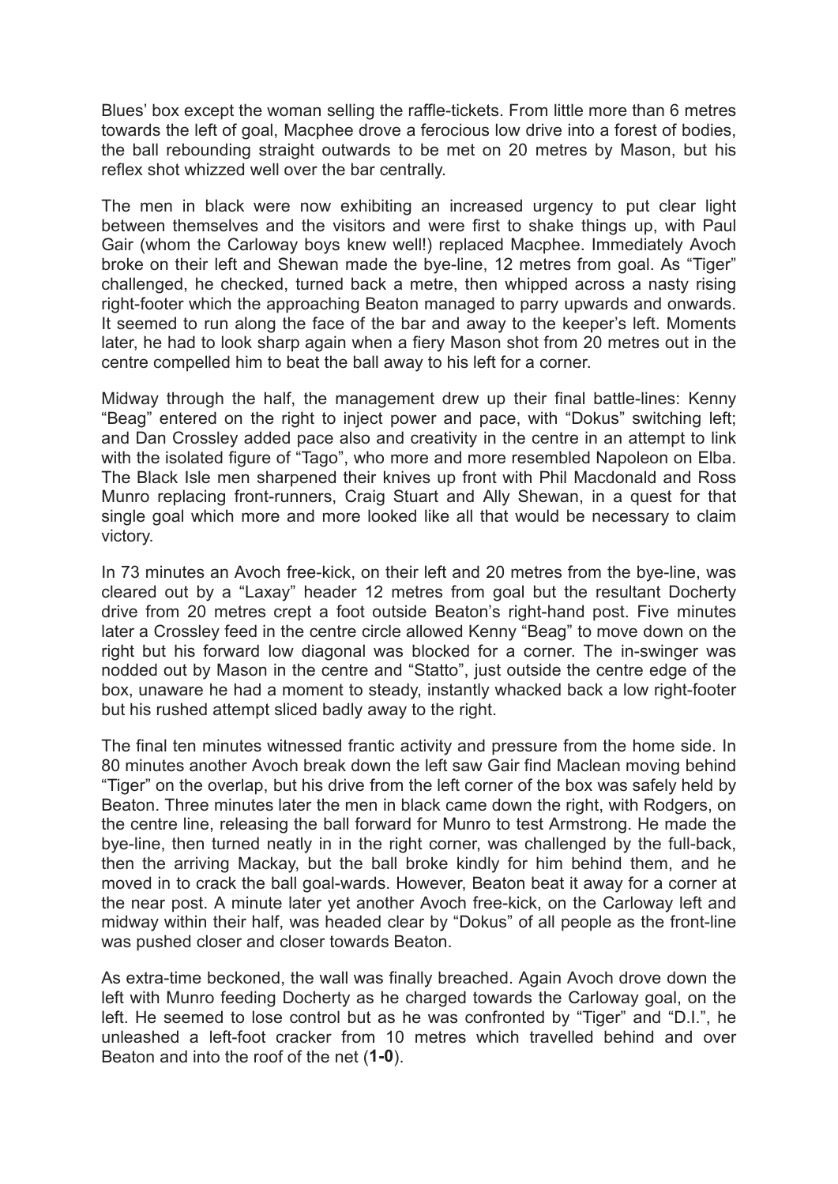Blues' box except the woman selling the raffle-tickets. From little more than 6 metres towards the left of goal, Macphee drove a ferocious low drive into a forest of bodies, the ball rebounding straight outwards to be met on 20 metres by Mason, but his reflex shot whizzed well over the bar centrally.

The men in black were now exhibiting an increased urgency to put clear light between themselves and the visitors and were first to shake things up, with Paul Gair (whom the Carloway boys knew well!) replaced Macphee. Immediately Avoch broke on their left and Shewan made the bye-line, 12 metres from goal. As "Tiger" challenged, he checked, turned back a metre, then whipped across a nasty rising right-footer which the approaching Beaton managed to parry upwards and onwards. It seemed to run along the face of the bar and away to the keeper's left. Moments later, he had to look sharp again when a fiery Mason shot from 20 metres out in the centre compelled him to beat the ball away to his left for a corner.

Midway through the half, the management drew up their final battle-lines: Kenny "Beag" entered on the right to inject power and pace, with "Dokus" switching left; and Dan Crossley added pace also and creativity in the centre in an attempt to link with the isolated figure of "Tago", who more and more resembled Napoleon on Elba. The Black Isle men sharpened their knives up front with Phil Macdonald and Ross Munro replacing front-runners, Craig Stuart and Ally Shewan, in a quest for that single goal which more and more looked like all that would be necessary to claim victory.

In 73 minutes an Avoch free-kick, on their left and 20 metres from the bye-line, was cleared out by a "Laxay" header 12 metres from goal but the resultant Docherty drive from 20 metres crept a foot outside Beaton's right-hand post. Five minutes later a Crossley feed in the centre circle allowed Kenny "Beag" to move down on the right but his forward low diagonal was blocked for a corner. The in-swinger was nodded out by Mason in the centre and "Statto", just outside the centre edge of the box, unaware he had a moment to steady, instantly whacked back a low right-footer but his rushed attempt sliced badly away to the right.

The final ten minutes witnessed frantic activity and pressure from the home side. In 80 minutes another Avoch break down the left saw Gair find Maclean moving behind "Tiger" on the overlap, but his drive from the left corner of the box was safely held by Beaton. Three minutes later the men in black came down the right, with Rodgers, on the centre line, releasing the ball forward for Munro to test Armstrong. He made the bye-line, then turned neatly in in the right corner, was challenged by the full-back, then the arriving Mackay, but the ball broke kindly for him behind them, and he moved in to crack the ball goal-wards. However, Beaton beat it away for a corner at the near post. A minute later yet another Avoch free-kick, on the Carloway left and midway within their half, was headed clear by "Dokus" of all people as the front-line was pushed closer and closer towards Beaton.

As extra-time beckoned, the wall was finally breached. Again Avoch drove down the left with Munro feeding Docherty as he charged towards the Carloway goal, on the left. He seemed to lose control but as he was confronted by "Tiger" and "D.I.", he unleashed a left-foot cracker from 10 metres which travelled behind and over Beaton and into the roof of the net (**1-0**).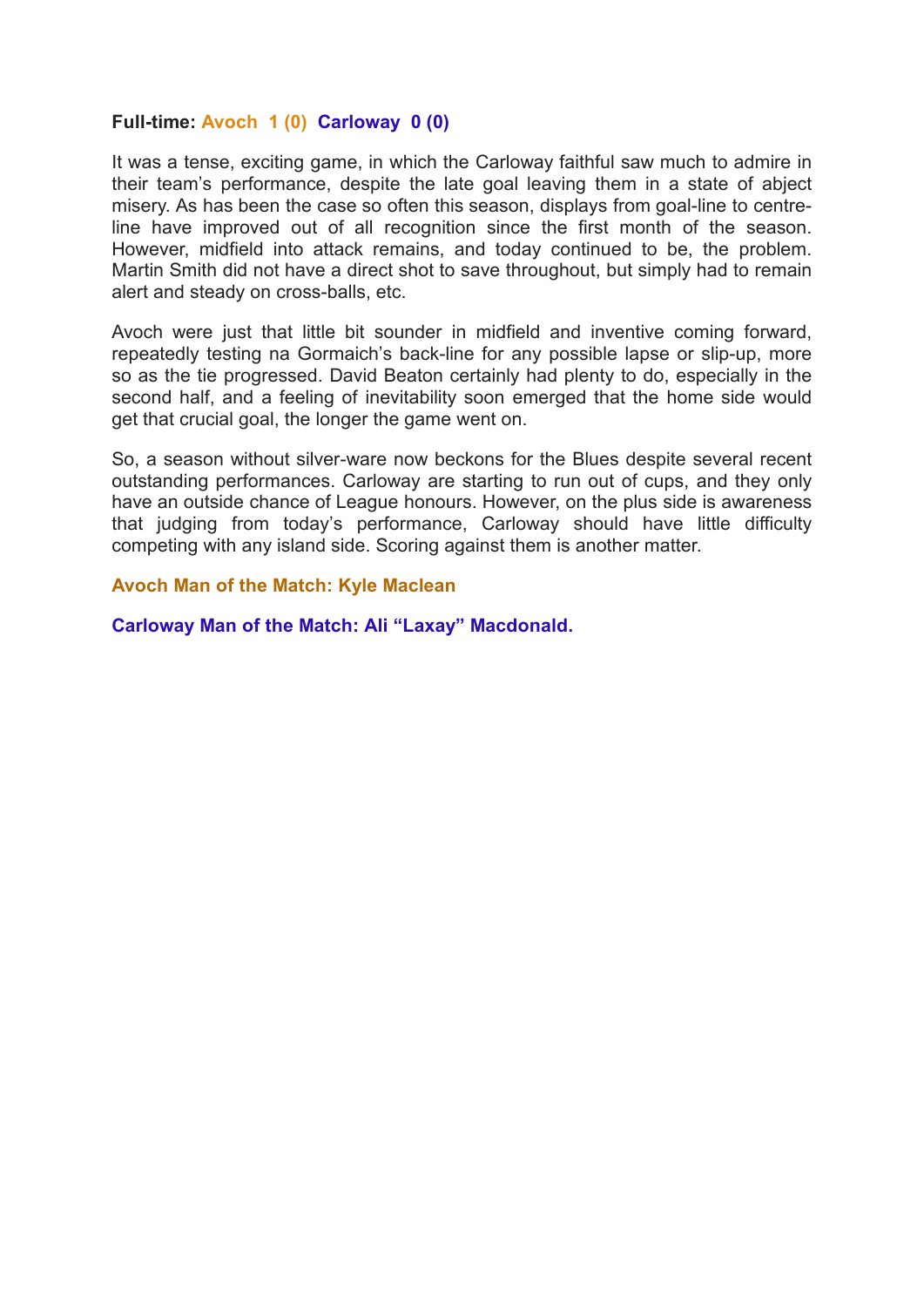**Full-time: Avoch 1 (0) Carloway 0 (0)**

It was a tense, exciting game, in which the Carloway faithful saw much to admire in their team's performance, despite the late goal leaving them in a state of abject misery. As has been the case so often this season, displays from goal-line to centre-line have improved out of all recognition since the first month of the season. However, midfield into attack remains, and today continued to be, the problem. Martin Smith did not have a direct shot to save throughout, but simply had to remain alert and steady on cross-balls, etc.

Avoch were just that little bit sounder in midfield and inventive coming forward, repeatedly testing na Gormaich's back-line for any possible lapse or slip-up, more so as the tie progressed. David Beaton certainly had plenty to do, especially in the second half, and a feeling of inevitability soon emerged that the home side would get that crucial goal, the longer the game went on.

So, a season without silver-ware now beckons for the Blues despite several recent outstanding performances. Carloway are starting to run out of cups, and they only have an outside chance of League honours. However, on the plus side is awareness that judging from today's performance, Carloway should have little difficulty competing with any island side. Scoring against them is another matter.

**Avoch Man of the Match: Kyle Maclean**

**Carloway Man of the Match: Ali "Laxay" Macdonald.**